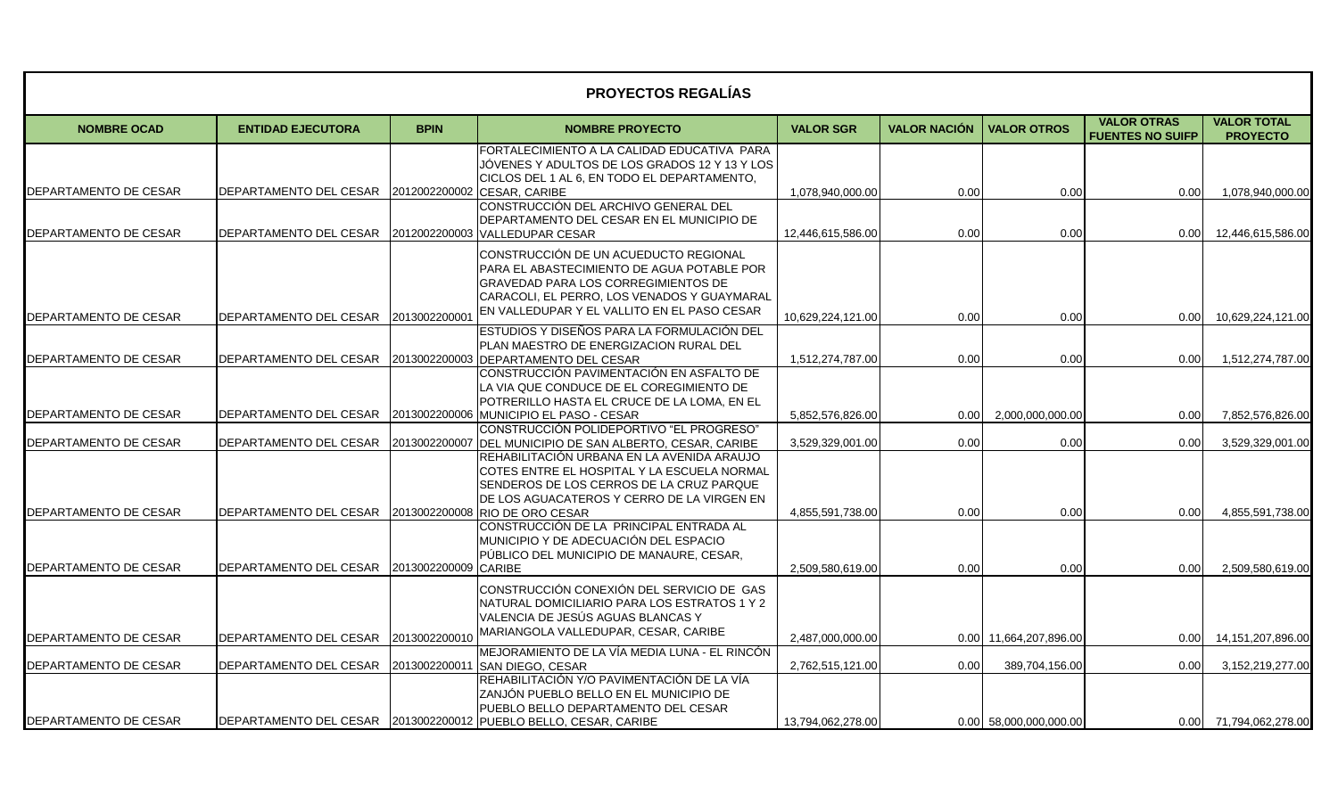## PROYECTOS REGALÍAS

| NOMBRE OCAD | ENTIDAD EJECUTORA | BPIN | NOMBRE PROYECTO | VALOR SGR | VALOR NACIÓN | VALOR OTROS | VALOR OTRAS FUENTES NO SUIFP | VALOR TOTAL PROYECTO |
|---|---|---|---|---|---|---|---|---|
| DEPARTAMENTO DE CESAR | DEPARTAMENTO DEL CESAR | 2012002200002 | FORTALECIMIENTO A LA CALIDAD EDUCATIVA PARA JÓVENES Y ADULTOS DE LOS GRADOS 12 Y 13 Y LOS CICLOS DEL 1 AL 6, EN TODO EL DEPARTAMENTO, CESAR, CARIBE | 1,078,940,000.00 | 0.00 | 0.00 | 0.00 | 1,078,940,000.00 |
| DEPARTAMENTO DE CESAR | DEPARTAMENTO DEL CESAR | 2012002200003 | CONSTRUCCIÓN DEL ARCHIVO GENERAL DEL DEPARTAMENTO DEL CESAR EN EL MUNICIPIO DE VALLEDUPAR CESAR | 12,446,615,586.00 | 0.00 | 0.00 | 0.00 | 12,446,615,586.00 |
| DEPARTAMENTO DE CESAR | DEPARTAMENTO DEL CESAR | 2013002200001 | CONSTRUCCIÓN DE UN ACUEDUCTO REGIONAL PARA EL ABASTECIMIENTO DE AGUA POTABLE POR GRAVEDAD PARA LOS CORREGIMIENTOS DE CARACOLI, EL PERRO, LOS VENADOS Y GUAYMARAL EN VALLEDUPAR Y EL VALLITO EN EL PASO CESAR | 10,629,224,121.00 | 0.00 | 0.00 | 0.00 | 10,629,224,121.00 |
| DEPARTAMENTO DE CESAR | DEPARTAMENTO DEL CESAR | 2013002200003 | ESTUDIOS Y DISEÑOS PARA LA FORMULACIÓN DEL PLAN MAESTRO DE ENERGIZACION RURAL DEL DEPARTAMENTO DEL CESAR | 1,512,274,787.00 | 0.00 | 0.00 | 0.00 | 1,512,274,787.00 |
| DEPARTAMENTO DE CESAR | DEPARTAMENTO DEL CESAR | 2013002200006 | CONSTRUCCIÓN PAVIMENTACIÓN EN ASFALTO DE LA VIA QUE CONDUCE DE EL COREGIMIENTO DE POTRERILLO HASTA EL CRUCE DE LA LOMA, EN EL MUNICIPIO EL PASO - CESAR | 5,852,576,826.00 | 0.00 | 2,000,000,000.00 | 0.00 | 7,852,576,826.00 |
| DEPARTAMENTO DE CESAR | DEPARTAMENTO DEL CESAR | 2013002200007 | CONSTRUCCIÓN POLIDEPORTIVO "EL PROGRESO" DEL MUNICIPIO DE SAN ALBERTO, CESAR, CARIBE | 3,529,329,001.00 | 0.00 | 0.00 | 0.00 | 3,529,329,001.00 |
| DEPARTAMENTO DE CESAR | DEPARTAMENTO DEL CESAR | 2013002200008 | REHABILITACIÓN URBANA EN LA AVENIDA ARAUJO COTES ENTRE EL HOSPITAL Y LA ESCUELA NORMAL SENDEROS DE LOS CERROS DE LA CRUZ PARQUE DE LOS AGUACATEROS Y CERRO DE LA VIRGEN EN RIO DE ORO CESAR | 4,855,591,738.00 | 0.00 | 0.00 | 0.00 | 4,855,591,738.00 |
| DEPARTAMENTO DE CESAR | DEPARTAMENTO DEL CESAR | 2013002200009 | CONSTRUCCIÓN DE LA PRINCIPAL ENTRADA AL MUNICIPIO Y DE ADECUACIÓN DEL ESPACIO PÚBLICO DEL MUNICIPIO DE MANAURE, CESAR, CARIBE | 2,509,580,619.00 | 0.00 | 0.00 | 0.00 | 2,509,580,619.00 |
| DEPARTAMENTO DE CESAR | DEPARTAMENTO DEL CESAR | 2013002200010 | CONSTRUCCIÓN CONEXIÓN DEL SERVICIO DE GAS NATURAL DOMICILIARIO PARA LOS ESTRATOS 1 Y 2 VALENCIA DE JESÚS AGUAS BLANCAS Y MARIANGOLA VALLEDUPAR, CESAR, CARIBE | 2,487,000,000.00 | 0.00 | 11,664,207,896.00 | 0.00 | 14,151,207,896.00 |
| DEPARTAMENTO DE CESAR | DEPARTAMENTO DEL CESAR | 2013002200011 | MEJORAMIENTO DE LA VÍA MEDIA LUNA - EL RINCÓN SAN DIEGO, CESAR | 2,762,515,121.00 | 0.00 | 389,704,156.00 | 0.00 | 3,152,219,277.00 |
| DEPARTAMENTO DE CESAR | DEPARTAMENTO DEL CESAR | 2013002200012 | REHABILITACIÓN Y/O PAVIMENTACIÓN DE LA VÍA ZANJÓN PUEBLO BELLO EN EL MUNICIPIO DE PUEBLO BELLO DEPARTAMENTO DEL CESAR PUEBLO BELLO, CESAR, CARIBE | 13,794,062,278.00 | 0.00 | 58,000,000,000.00 | 0.00 | 71,794,062,278.00 |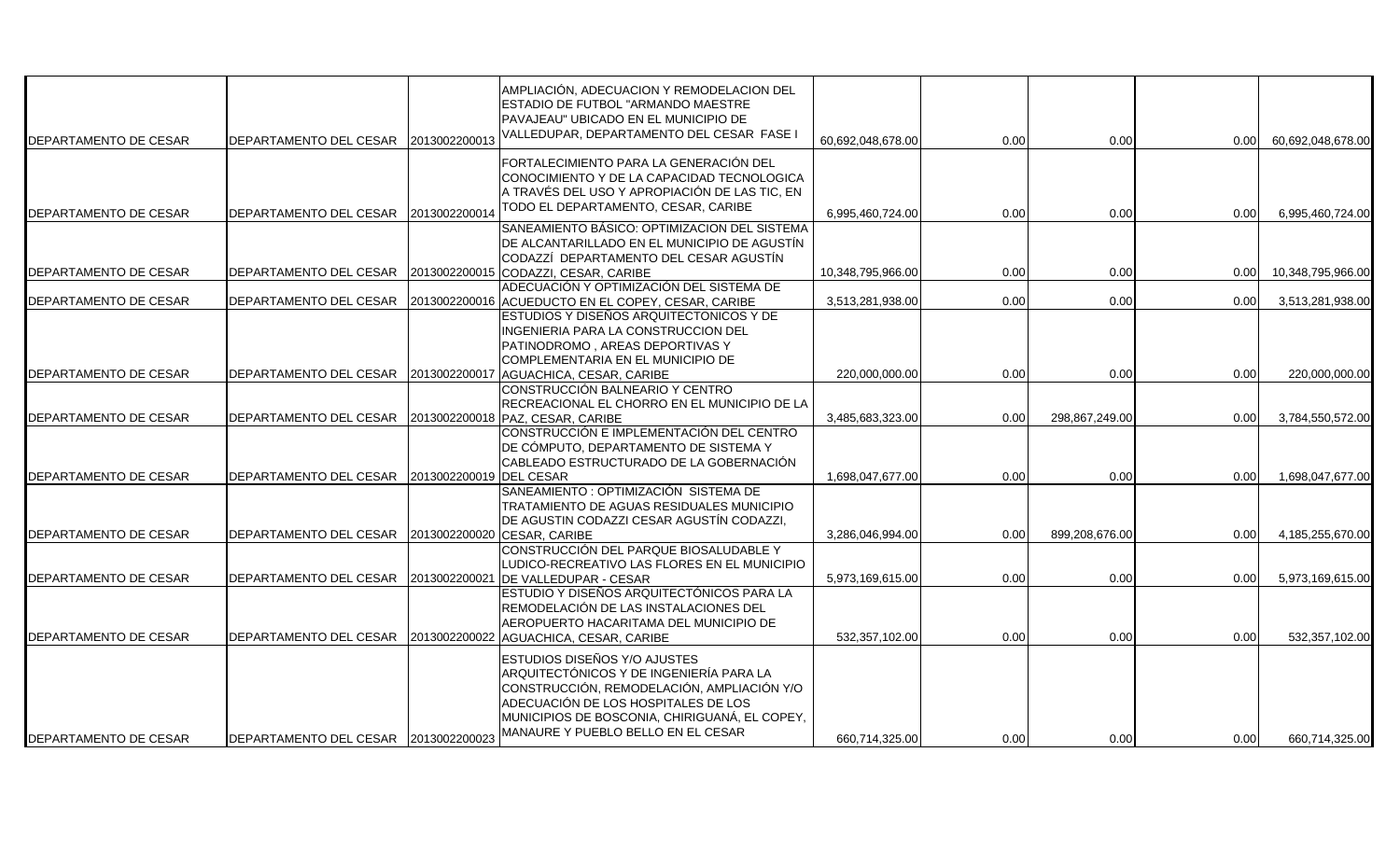| | | | | | | | | |
|---|---|---|---|---|---|---|---|---|
| DEPARTAMENTO DE CESAR | DEPARTAMENTO DEL CESAR | 2013002200013 | AMPLIACIÓN, ADECUACION Y REMODELACION DEL ESTADIO DE FUTBOL "ARMANDO MAESTRE PAVAJEAU" UBICADO EN EL MUNICIPIO DE VALLEDUPAR, DEPARTAMENTO DEL CESAR FASE I | 60,692,048,678.00 | 0.00 | 0.00 | 0.00 | 60,692,048,678.00 |
| DEPARTAMENTO DE CESAR | DEPARTAMENTO DEL CESAR | 2013002200014 | FORTALECIMIENTO PARA LA GENERACIÓN DEL CONOCIMIENTO Y DE LA CAPACIDAD TECNOLOGICA A TRAVÉS DEL USO Y APROPIACIÓN DE LAS TIC, EN TODO EL DEPARTAMENTO, CESAR, CARIBE | 6,995,460,724.00 | 0.00 | 0.00 | 0.00 | 6,995,460,724.00 |
| DEPARTAMENTO DE CESAR | DEPARTAMENTO DEL CESAR | 2013002200015 | SANEAMIENTO BÁSICO: OPTIMIZACION DEL SISTEMA DE ALCANTARILLADO EN EL MUNICIPIO DE AGUSTÍN CODAZZÍ DEPARTAMENTO DEL CESAR AGUSTÍN CODAZZI, CESAR, CARIBE | 10,348,795,966.00 | 0.00 | 0.00 | 0.00 | 10,348,795,966.00 |
| DEPARTAMENTO DE CESAR | DEPARTAMENTO DEL CESAR | 2013002200016 | ADECUACIÓN Y OPTIMIZACIÓN DEL SISTEMA DE ACUEDUCTO EN EL COPEY, CESAR, CARIBE | 3,513,281,938.00 | 0.00 | 0.00 | 0.00 | 3,513,281,938.00 |
| DEPARTAMENTO DE CESAR | DEPARTAMENTO DEL CESAR | 2013002200017 | ESTUDIOS Y DISEÑOS ARQUITECTONICOS Y DE INGENIERIA PARA LA CONSTRUCCION DEL PATINODROMO , AREAS DEPORTIVAS Y COMPLEMENTARIA EN EL MUNICIPIO DE AGUACHICA, CESAR, CARIBE | 220,000,000.00 | 0.00 | 0.00 | 0.00 | 220,000,000.00 |
| DEPARTAMENTO DE CESAR | DEPARTAMENTO DEL CESAR | 2013002200018 | CONSTRUCCIÓN BALNEARIO Y CENTRO RECREACIONAL EL CHORRO EN EL MUNICIPIO DE LA PAZ, CESAR, CARIBE | 3,485,683,323.00 | 0.00 | 298,867,249.00 | 0.00 | 3,784,550,572.00 |
| DEPARTAMENTO DE CESAR | DEPARTAMENTO DEL CESAR | 2013002200019 | CONSTRUCCIÓN E IMPLEMENTACIÓN DEL CENTRO DE CÓMPUTO, DEPARTAMENTO DE SISTEMA Y CABLEADO ESTRUCTURADO DE LA GOBERNACIÓN DEL CESAR | 1,698,047,677.00 | 0.00 | 0.00 | 0.00 | 1,698,047,677.00 |
| DEPARTAMENTO DE CESAR | DEPARTAMENTO DEL CESAR | 2013002200020 | SANEAMIENTO : OPTIMIZACIÓN SISTEMA DE TRATAMIENTO DE AGUAS RESIDUALES MUNICIPIO DE AGUSTIN CODAZZI CESAR AGUSTÍN CODAZZI, CESAR, CARIBE | 3,286,046,994.00 | 0.00 | 899,208,676.00 | 0.00 | 4,185,255,670.00 |
| DEPARTAMENTO DE CESAR | DEPARTAMENTO DEL CESAR | 2013002200021 | CONSTRUCCIÓN DEL PARQUE BIOSALUDABLE Y LUDICO-RECREATIVO LAS FLORES EN EL MUNICIPIO DE VALLEDUPAR - CESAR | 5,973,169,615.00 | 0.00 | 0.00 | 0.00 | 5,973,169,615.00 |
| DEPARTAMENTO DE CESAR | DEPARTAMENTO DEL CESAR | 2013002200022 | ESTUDIO Y DISEÑOS ARQUITECTÓNICOS PARA LA REMODELACIÓN DE LAS INSTALACIONES DEL AEROPUERTO HACARITAMA DEL MUNICIPIO DE AGUACHICA, CESAR, CARIBE | 532,357,102.00 | 0.00 | 0.00 | 0.00 | 532,357,102.00 |
| DEPARTAMENTO DE CESAR | DEPARTAMENTO DEL CESAR | 2013002200023 | ESTUDIOS DISEÑOS Y/O AJUSTES ARQUITECTÓNICOS Y DE INGENIERÍA PARA LA CONSTRUCCIÓN, REMODELACIÓN, AMPLIACIÓN Y/O ADECUACIÓN DE LOS HOSPITALES DE LOS MUNICIPIOS DE BOSCONIA, CHIRIGUANÁ, EL COPEY, MANAURE Y PUEBLO BELLO EN EL CESAR | 660,714,325.00 | 0.00 | 0.00 | 0.00 | 660,714,325.00 |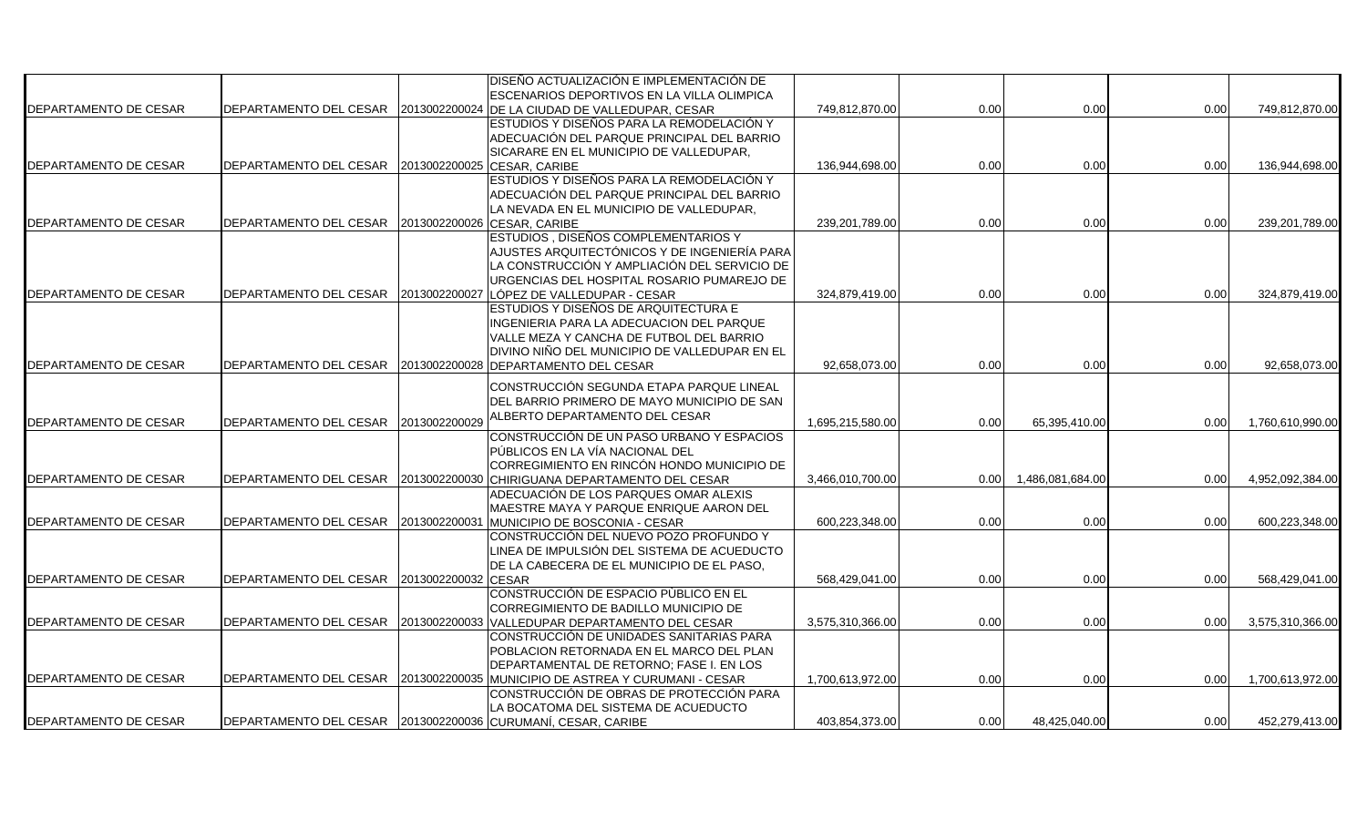| | | | | | | | | |
|---|---|---|---|---|---|---|---|---|
| DEPARTAMENTO DE CESAR | DEPARTAMENTO DEL CESAR | 2013002200024 | DISEÑO ACTUALIZACIÓN E IMPLEMENTACIÓN DE ESCENARIOS DEPORTIVOS EN LA VILLA OLIMPICA DE LA CIUDAD DE VALLEDUPAR, CESAR | 749,812,870.00 | 0.00 | 0.00 | 0.00 | 749,812,870.00 |
| DEPARTAMENTO DE CESAR | DEPARTAMENTO DEL CESAR | 2013002200025 | ESTUDIOS Y DISEÑOS PARA LA REMODELACIÓN Y ADECUACIÓN DEL PARQUE PRINCIPAL DEL BARRIO SICARARE EN EL MUNICIPIO DE VALLEDUPAR, CESAR, CARIBE | 136,944,698.00 | 0.00 | 0.00 | 0.00 | 136,944,698.00 |
| DEPARTAMENTO DE CESAR | DEPARTAMENTO DEL CESAR | 2013002200026 | ESTUDIOS Y DISEÑOS PARA LA REMODELACIÓN Y ADECUACIÓN DEL PARQUE PRINCIPAL DEL BARRIO LA NEVADA EN EL MUNICIPIO DE VALLEDUPAR, CESAR, CARIBE | 239,201,789.00 | 0.00 | 0.00 | 0.00 | 239,201,789.00 |
| DEPARTAMENTO DE CESAR | DEPARTAMENTO DEL CESAR | 2013002200027 | ESTUDIOS , DISEÑOS COMPLEMENTARIOS Y AJUSTES ARQUITECTÓNICOS Y DE INGENIERÍA PARA LA CONSTRUCCIÓN Y AMPLIACIÓN DEL SERVICIO DE URGENCIAS DEL HOSPITAL ROSARIO PUMAREJO DE LÓPEZ DE VALLEDUPAR - CESAR | 324,879,419.00 | 0.00 | 0.00 | 0.00 | 324,879,419.00 |
| DEPARTAMENTO DE CESAR | DEPARTAMENTO DEL CESAR | 2013002200028 | ESTUDIOS Y DISEÑOS DE ARQUITECTURA E INGENIERIA PARA LA ADECUACION DEL PARQUE VALLE MEZA Y CANCHA DE FUTBOL DEL BARRIO DIVINO NIÑO DEL MUNICIPIO DE VALLEDUPAR EN EL DEPARTAMENTO DEL CESAR | 92,658,073.00 | 0.00 | 0.00 | 0.00 | 92,658,073.00 |
| DEPARTAMENTO DE CESAR | DEPARTAMENTO DEL CESAR | 2013002200029 | CONSTRUCCIÓN SEGUNDA ETAPA PARQUE LINEAL DEL BARRIO PRIMERO DE MAYO MUNICIPIO DE SAN ALBERTO DEPARTAMENTO DEL CESAR | 1,695,215,580.00 | 0.00 | 65,395,410.00 | 0.00 | 1,760,610,990.00 |
| DEPARTAMENTO DE CESAR | DEPARTAMENTO DEL CESAR | 2013002200030 | CONSTRUCCIÓN DE UN PASO URBANO Y ESPACIOS PÚBLICOS EN LA VÍA NACIONAL DEL CORREGIMIENTO EN RINCÓN HONDO MUNICIPIO DE CHIRIGUANA DEPARTAMENTO DEL CESAR | 3,466,010,700.00 | 0.00 | 1,486,081,684.00 | 0.00 | 4,952,092,384.00 |
| DEPARTAMENTO DE CESAR | DEPARTAMENTO DEL CESAR | 2013002200031 | ADECUACIÓN DE LOS PARQUES OMAR ALEXIS MAESTRE MAYA Y PARQUE ENRIQUE AARON DEL MUNICIPIO DE BOSCONIA - CESAR | 600,223,348.00 | 0.00 | 0.00 | 0.00 | 600,223,348.00 |
| DEPARTAMENTO DE CESAR | DEPARTAMENTO DEL CESAR | 2013002200032 | CONSTRUCCIÓN DEL NUEVO POZO PROFUNDO Y LINEA DE IMPULSIÓN DEL SISTEMA DE ACUEDUCTO DE LA CABECERA DE EL MUNICIPIO DE EL PASO, CESAR | 568,429,041.00 | 0.00 | 0.00 | 0.00 | 568,429,041.00 |
| DEPARTAMENTO DE CESAR | DEPARTAMENTO DEL CESAR | 2013002200033 | CONSTRUCCIÓN DE ESPACIO PÚBLICO EN EL CORREGIMIENTO DE BADILLO MUNICIPIO DE VALLEDUPAR DEPARTAMENTO DEL CESAR | 3,575,310,366.00 | 0.00 | 0.00 | 0.00 | 3,575,310,366.00 |
| DEPARTAMENTO DE CESAR | DEPARTAMENTO DEL CESAR | 2013002200035 | CONSTRUCCIÓN DE UNIDADES SANITARIAS PARA POBLACION RETORNADA EN EL MARCO DEL PLAN DEPARTAMENTAL DE RETORNO; FASE I. EN LOS MUNICIPIO DE ASTREA Y CURUMANI - CESAR | 1,700,613,972.00 | 0.00 | 0.00 | 0.00 | 1,700,613,972.00 |
| DEPARTAMENTO DE CESAR | DEPARTAMENTO DEL CESAR | 2013002200036 | CONSTRUCCIÓN DE OBRAS DE PROTECCIÓN PARA LA BOCATOMA DEL SISTEMA DE ACUEDUCTO CURUMANÍ, CESAR, CARIBE | 403,854,373.00 | 0.00 | 48,425,040.00 | 0.00 | 452,279,413.00 |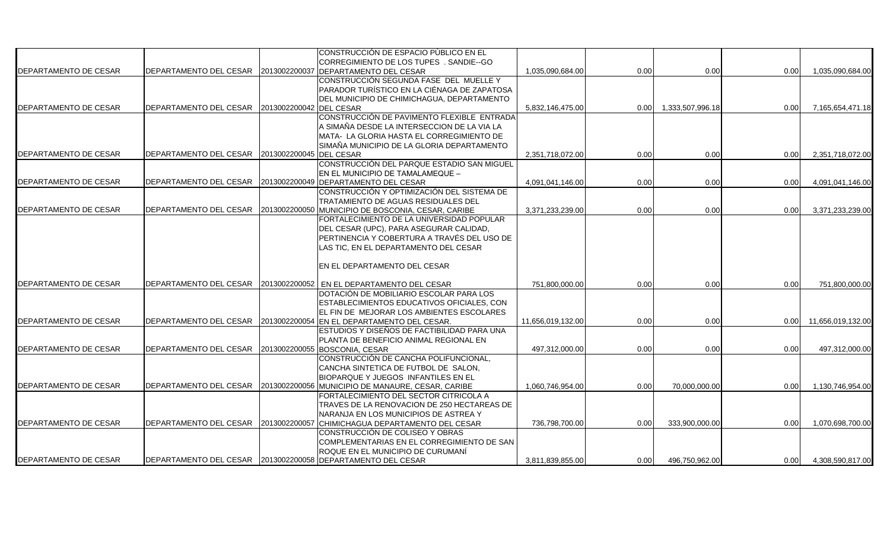| | | | | | | | | |
|---|---|---|---|---|---|---|---|---|
| DEPARTAMENTO DE CESAR | DEPARTAMENTO DEL CESAR | 2013002200037 | CONSTRUCCIÓN DE ESPACIO PÚBLICO EN EL CORREGIMIENTO DE LOS TUPES . SANDIE--GO DEPARTAMENTO DEL CESAR | 1,035,090,684.00 | 0.00 | 0.00 | 0.00 | 1,035,090,684.00 |
| DEPARTAMENTO DE CESAR | DEPARTAMENTO DEL CESAR | 2013002200042 | CONSTRUCCIÓN SEGUNDA FASE DEL MUELLE Y PARADOR TURÍSTICO EN LA CIÉNAGA DE ZAPATOSA DEL MUNICIPIO DE CHIMICHAGUA, DEPARTAMENTO DEL CESAR | 5,832,146,475.00 | 0.00 | 1,333,507,996.18 | 0.00 | 7,165,654,471.18 |
| DEPARTAMENTO DE CESAR | DEPARTAMENTO DEL CESAR | 2013002200045 | CONSTRUCCIÓN DE PAVIMENTO FLEXIBLE ENTRADA A SIMAÑA DESDE LA INTERSECCION DE LA VIA LA MATA- LA GLORIA HASTA EL CORREGIMIENTO DE SIMAÑA MUNICIPIO DE LA GLORIA DEPARTAMENTO DEL CESAR | 2,351,718,072.00 | 0.00 | 0.00 | 0.00 | 2,351,718,072.00 |
| DEPARTAMENTO DE CESAR | DEPARTAMENTO DEL CESAR | 2013002200049 | CONSTRUCCIÓN DEL PARQUE ESTADIO SAN MIGUEL EN EL MUNICIPIO DE TAMALAMEQUE – DEPARTAMENTO DEL CESAR | 4,091,041,146.00 | 0.00 | 0.00 | 0.00 | 4,091,041,146.00 |
| DEPARTAMENTO DE CESAR | DEPARTAMENTO DEL CESAR | 2013002200050 | CONSTRUCCIÓN Y OPTIMIZACIÓN DEL SISTEMA DE TRATAMIENTO DE AGUAS RESIDUALES DEL MUNICIPIO DE BOSCONIA, CESAR, CARIBE | 3,371,233,239.00 | 0.00 | 0.00 | 0.00 | 3,371,233,239.00 |
| DEPARTAMENTO DE CESAR | DEPARTAMENTO DEL CESAR | 2013002200052 | FORTALECIMIENTO DE LA UNIVERSIDAD POPULAR DEL CESAR (UPC), PARA ASEGURAR CALIDAD, PERTINENCIA Y COBERTURA A TRAVÉS DEL USO DE LAS TIC, EN EL DEPARTAMENTO DEL CESAR EN EL DEPARTAMENTO DEL CESAR EN EL DEPARTAMENTO DEL CESAR | 751,800,000.00 | 0.00 | 0.00 | 0.00 | 751,800,000.00 |
| DEPARTAMENTO DE CESAR | DEPARTAMENTO DEL CESAR | 2013002200054 | DOTACIÓN DE MOBILIARIO ESCOLAR PARA LOS ESTABLECIMIENTOS EDUCATIVOS OFICIALES, CON EL FIN DE MEJORAR LOS AMBIENTES ESCOLARES EN EL DEPARTAMENTO DEL CESAR. | 11,656,019,132.00 | 0.00 | 0.00 | 0.00 | 11,656,019,132.00 |
| DEPARTAMENTO DE CESAR | DEPARTAMENTO DEL CESAR | 2013002200055 | ESTUDIOS Y DISEÑOS DE FACTIBILIDAD PARA UNA PLANTA DE BENEFICIO ANIMAL REGIONAL EN BOSCONIA, CESAR | 497,312,000.00 | 0.00 | 0.00 | 0.00 | 497,312,000.00 |
| DEPARTAMENTO DE CESAR | DEPARTAMENTO DEL CESAR | 2013002200056 | CONSTRUCCIÓN DE CANCHA POLIFUNCIONAL, CANCHA SINTETICA DE FUTBOL DE SALON, BIOPARQUE Y JUEGOS INFANTILES EN EL MUNICIPIO DE MANAURE, CESAR, CARIBE | 1,060,746,954.00 | 0.00 | 70,000,000.00 | 0.00 | 1,130,746,954.00 |
| DEPARTAMENTO DE CESAR | DEPARTAMENTO DEL CESAR | 2013002200057 | FORTALECIMIENTO DEL SECTOR CITRICOLA A TRAVES DE LA RENOVACION DE 250 HECTAREAS DE NARANJA EN LOS MUNICIPIOS DE ASTREA Y CHIMICHAGUA DEPARTAMENTO DEL CESAR | 736,798,700.00 | 0.00 | 333,900,000.00 | 0.00 | 1,070,698,700.00 |
| DEPARTAMENTO DE CESAR | DEPARTAMENTO DEL CESAR | 2013002200058 | CONSTRUCCIÓN DE COLISEO Y OBRAS COMPLEMENTARIAS EN EL CORREGIMIENTO DE SAN ROQUE EN EL MUNICIPIO DE CURUMANÍ DEPARTAMENTO DEL CESAR | 3,811,839,855.00 | 0.00 | 496,750,962.00 | 0.00 | 4,308,590,817.00 |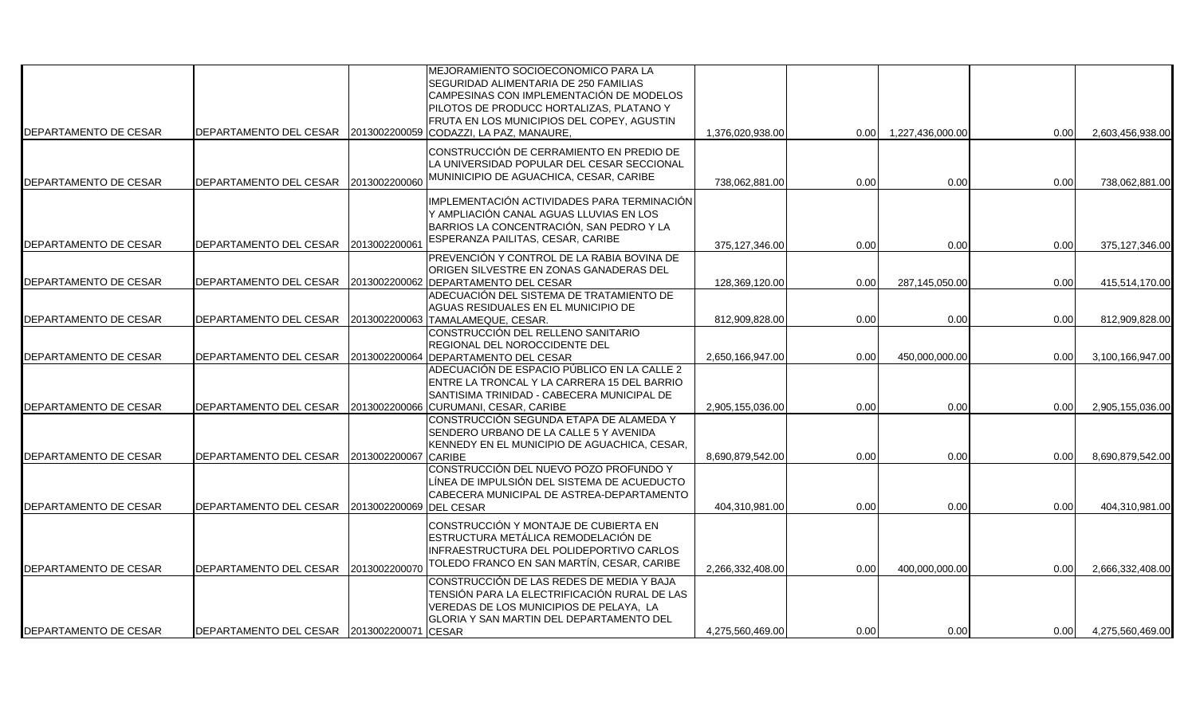| | | | | | | | | |
|---|---|---|---|---|---|---|---|---|
| DEPARTAMENTO DE CESAR | DEPARTAMENTO DEL CESAR | 2013002200059 | MEJORAMIENTO SOCIOECONOMICO PARA LA SEGURIDAD ALIMENTARIA DE 250 FAMILIAS CAMPESINAS CON IMPLEMENTACIÓN DE MODELOS PILOTOS DE PRODUCC HORTALIZAS, PLATANO Y FRUTA EN LOS MUNICIPIOS DEL COPEY, AGUSTIN CODAZZI, LA PAZ, MANAURE, | 1,376,020,938.00 | 0.00 | 1,227,436,000.00 | 0.00 | 2,603,456,938.00 |
| DEPARTAMENTO DE CESAR | DEPARTAMENTO DEL CESAR | 2013002200060 | CONSTRUCCIÓN DE CERRAMIENTO EN PREDIO DE LA UNIVERSIDAD POPULAR DEL CESAR SECCIONAL MUNINICIPIO DE AGUACHICA, CESAR, CARIBE | 738,062,881.00 | 0.00 | 0.00 | 0.00 | 738,062,881.00 |
| DEPARTAMENTO DE CESAR | DEPARTAMENTO DEL CESAR | 2013002200061 | IMPLEMENTACIÓN ACTIVIDADES PARA TERMINACIÓN Y AMPLIACIÓN CANAL AGUAS LLUVIAS EN LOS BARRIOS LA CONCENTRACIÓN, SAN PEDRO Y LA ESPERANZA PAILITAS, CESAR, CARIBE | 375,127,346.00 | 0.00 | 0.00 | 0.00 | 375,127,346.00 |
| DEPARTAMENTO DE CESAR | DEPARTAMENTO DEL CESAR | 2013002200062 | PREVENCIÓN Y CONTROL DE LA RABIA BOVINA DE ORIGEN SILVESTRE EN ZONAS GANADERAS DEL DEPARTAMENTO DEL CESAR | 128,369,120.00 | 0.00 | 287,145,050.00 | 0.00 | 415,514,170.00 |
| DEPARTAMENTO DE CESAR | DEPARTAMENTO DEL CESAR | 2013002200063 | ADECUACIÓN DEL SISTEMA DE TRATAMIENTO DE AGUAS RESIDUALES EN EL MUNICIPIO DE TAMALAMEQUE, CESAR. | 812,909,828.00 | 0.00 | 0.00 | 0.00 | 812,909,828.00 |
| DEPARTAMENTO DE CESAR | DEPARTAMENTO DEL CESAR | 2013002200064 | CONSTRUCCIÓN DEL RELLENO SANITARIO REGIONAL DEL NOROCCIDENTE DEL DEPARTAMENTO DEL CESAR | 2,650,166,947.00 | 0.00 | 450,000,000.00 | 0.00 | 3,100,166,947.00 |
| DEPARTAMENTO DE CESAR | DEPARTAMENTO DEL CESAR | 2013002200066 | ADECUACIÓN DE ESPACIO PÚBLICO EN LA CALLE 2 ENTRE LA TRONCAL Y LA CARRERA 15 DEL BARRIO SANTISIMA TRINIDAD - CABECERA MUNICIPAL DE CURUMANI, CESAR, CARIBE | 2,905,155,036.00 | 0.00 | 0.00 | 0.00 | 2,905,155,036.00 |
| DEPARTAMENTO DE CESAR | DEPARTAMENTO DEL CESAR | 2013002200067 | CONSTRUCCIÓN SEGUNDA ETAPA DE ALAMEDA Y SENDERO URBANO DE LA CALLE 5 Y AVENIDA KENNEDY EN EL MUNICIPIO DE AGUACHICA, CESAR, CARIBE | 8,690,879,542.00 | 0.00 | 0.00 | 0.00 | 8,690,879,542.00 |
| DEPARTAMENTO DE CESAR | DEPARTAMENTO DEL CESAR | 2013002200069 | CONSTRUCCIÓN DEL NUEVO POZO PROFUNDO Y LÍNEA DE IMPULSIÓN DEL SISTEMA DE ACUEDUCTO CABECERA MUNICIPAL DE ASTREA-DEPARTAMENTO DEL CESAR | 404,310,981.00 | 0.00 | 0.00 | 0.00 | 404,310,981.00 |
| DEPARTAMENTO DE CESAR | DEPARTAMENTO DEL CESAR | 2013002200070 | CONSTRUCCIÓN Y MONTAJE DE CUBIERTA EN ESTRUCTURA METÁLICA REMODELACIÓN DE INFRAESTRUCTURA DEL POLIDEPORTIVO CARLOS TOLEDO FRANCO EN SAN MARTÍN, CESAR, CARIBE | 2,266,332,408.00 | 0.00 | 400,000,000.00 | 0.00 | 2,666,332,408.00 |
| DEPARTAMENTO DE CESAR | DEPARTAMENTO DEL CESAR | 2013002200071 | CONSTRUCCIÓN DE LAS REDES DE MEDIA Y BAJA TENSIÓN PARA LA ELECTRIFICACIÓN RURAL DE LAS VEREDAS DE LOS MUNICIPIOS DE PELAYA, LA GLORIA Y SAN MARTIN DEL DEPARTAMENTO DEL CESAR | 4,275,560,469.00 | 0.00 | 0.00 | 0.00 | 4,275,560,469.00 |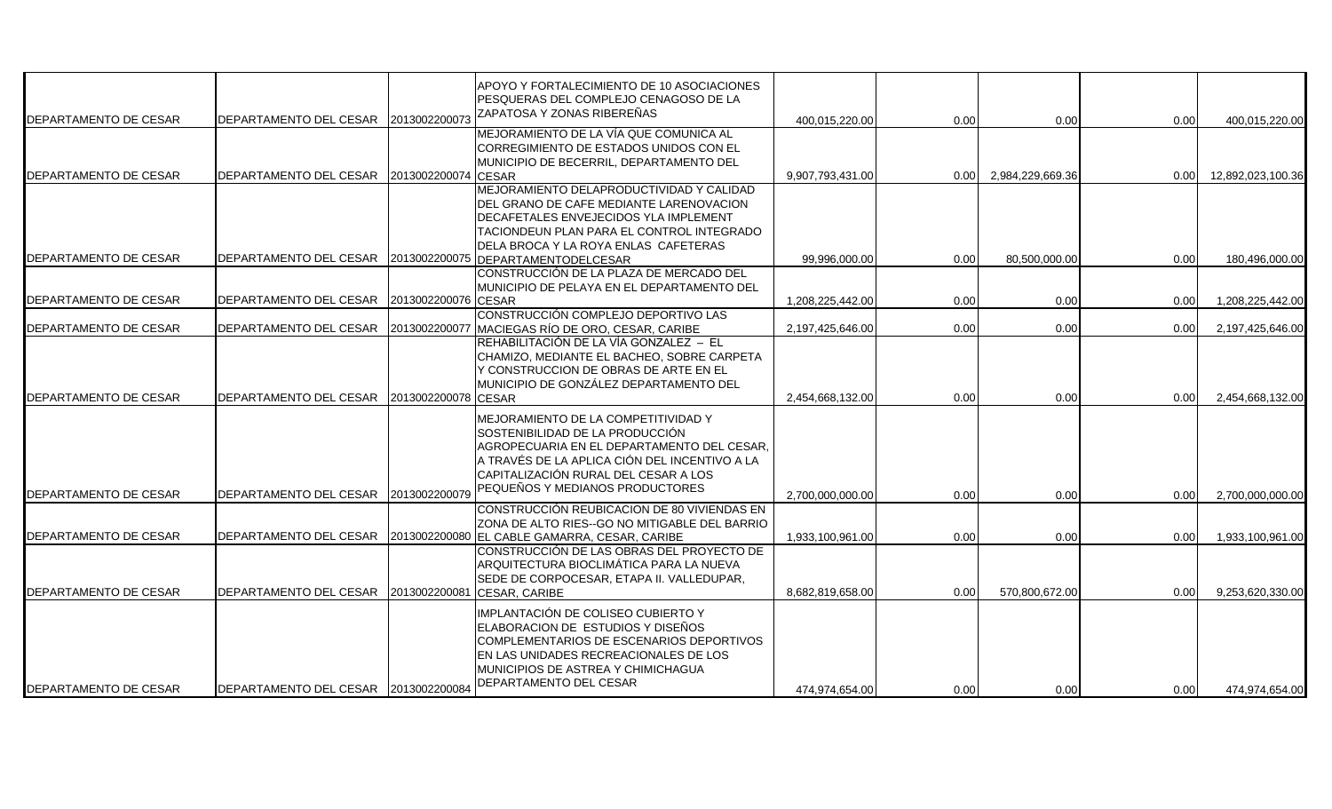| | | | | | | | | |
|---|---|---|---|---|---|---|---|---|
| DEPARTAMENTO DE CESAR | DEPARTAMENTO DEL CESAR | 2013002200073 | APOYO Y FORTALECIMIENTO DE 10 ASOCIACIONES PESQUERAS DEL COMPLEJO CENAGOSO DE LA ZAPATOSA Y ZONAS RIBEREÑAS | 400,015,220.00 | 0.00 | 0.00 | 0.00 | 400,015,220.00 |
| DEPARTAMENTO DE CESAR | DEPARTAMENTO DEL CESAR | 2013002200074 | MEJORAMIENTO DE LA VÍA QUE COMUNICA AL CORREGIMIENTO DE ESTADOS UNIDOS CON EL MUNICIPIO DE BECERRIL, DEPARTAMENTO DEL CESAR | 9,907,793,431.00 | 0.00 | 2,984,229,669.36 | 0.00 | 12,892,023,100.36 |
| DEPARTAMENTO DE CESAR | DEPARTAMENTO DEL CESAR | 2013002200075 | MEJORAMIENTO DELAPRODUCTIVIDAD Y CALIDAD DEL GRANO DE CAFE MEDIANTE LARENOVACION DECAFETALES ENVEJECIDOS YLA IMPLEMENT TACIONDEUN PLAN PARA EL CONTROL INTEGRADO DELA BROCA Y LA ROYA ENLAS CAFETERAS DEPARTAMENTODELCESAR | 99,996,000.00 | 0.00 | 80,500,000.00 | 0.00 | 180,496,000.00 |
| DEPARTAMENTO DE CESAR | DEPARTAMENTO DEL CESAR | 2013002200076 | CONSTRUCCIÓN DE LA PLAZA DE MERCADO DEL MUNICIPIO DE PELAYA EN EL DEPARTAMENTO DEL CESAR | 1,208,225,442.00 | 0.00 | 0.00 | 0.00 | 1,208,225,442.00 |
| DEPARTAMENTO DE CESAR | DEPARTAMENTO DEL CESAR | 2013002200077 | CONSTRUCCIÓN COMPLEJO DEPORTIVO LAS MACIEGAS RÍO DE ORO, CESAR, CARIBE | 2,197,425,646.00 | 0.00 | 0.00 | 0.00 | 2,197,425,646.00 |
| DEPARTAMENTO DE CESAR | DEPARTAMENTO DEL CESAR | 2013002200078 | REHABILITACIÓN DE LA VÍA GONZALEZ – EL CHAMIZO, MEDIANTE EL BACHEO, SOBRE CARPETA Y CONSTRUCCION DE OBRAS DE ARTE EN EL MUNICIPIO DE GONZÁLEZ DEPARTAMENTO DEL CESAR | 2,454,668,132.00 | 0.00 | 0.00 | 0.00 | 2,454,668,132.00 |
| DEPARTAMENTO DE CESAR | DEPARTAMENTO DEL CESAR | 2013002200079 | MEJORAMIENTO DE LA COMPETITIVIDAD Y SOSTENIBILIDAD DE LA PRODUCCIÓN AGROPECUARIA EN EL DEPARTAMENTO DEL CESAR, A TRAVÉS DE LA APLICA CIÓN DEL INCENTIVO A LA CAPITALIZACIÓN RURAL DEL CESAR A LOS PEQUEÑOS Y MEDIANOS PRODUCTORES | 2,700,000,000.00 | 0.00 | 0.00 | 0.00 | 2,700,000,000.00 |
| DEPARTAMENTO DE CESAR | DEPARTAMENTO DEL CESAR | 2013002200080 | CONSTRUCCIÓN REUBICACION DE 80 VIVIENDAS EN ZONA DE ALTO RIES--GO NO MITIGABLE DEL BARRIO EL CABLE GAMARRA, CESAR, CARIBE | 1,933,100,961.00 | 0.00 | 0.00 | 0.00 | 1,933,100,961.00 |
| DEPARTAMENTO DE CESAR | DEPARTAMENTO DEL CESAR | 2013002200081 | CONSTRUCCIÓN DE LAS OBRAS DEL PROYECTO DE ARQUITECTURA BIOCLIMÁTICA PARA LA NUEVA SEDE DE CORPOCESAR, ETAPA II. VALLEDUPAR, CESAR, CARIBE | 8,682,819,658.00 | 0.00 | 570,800,672.00 | 0.00 | 9,253,620,330.00 |
| DEPARTAMENTO DE CESAR | DEPARTAMENTO DEL CESAR | 2013002200084 | IMPLANTACIÓN DE COLISEO CUBIERTO Y ELABORACION DE ESTUDIOS Y DISEÑOS COMPLEMENTARIOS DE ESCENARIOS DEPORTIVOS EN LAS UNIDADES RECREACIONALES DE LOS MUNICIPIOS DE ASTREA Y CHIMICHAGUA DEPARTAMENTO DEL CESAR | 474,974,654.00 | 0.00 | 0.00 | 0.00 | 474,974,654.00 |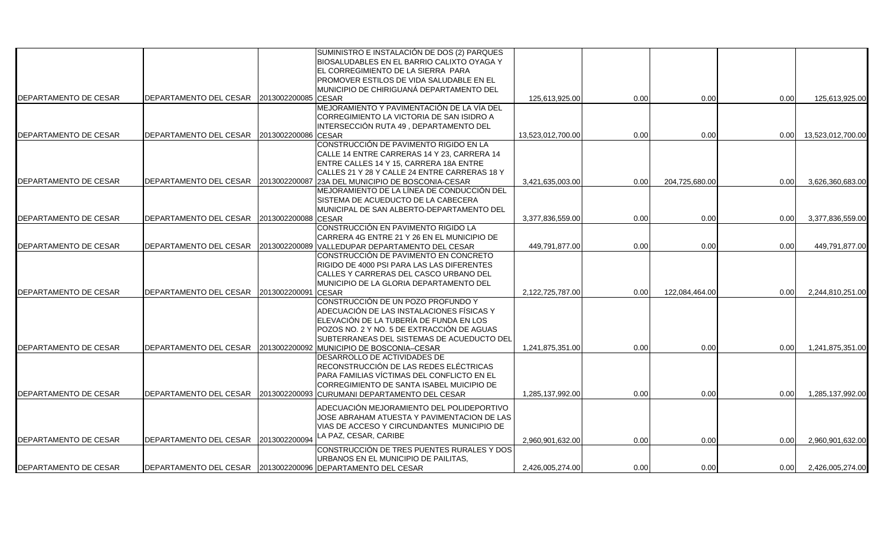| | | | | | | | | |
|---|---|---|---|---|---|---|---|---|
| DEPARTAMENTO DE CESAR | DEPARTAMENTO DEL CESAR | 2013002200085 | SUMINISTRO E INSTALACIÓN DE DOS (2) PARQUES BIOSALUDABLES EN EL BARRIO CALIXTO OYAGA Y EL CORREGIMIENTO DE LA SIERRA PARA PROMOVER ESTILOS DE VIDA SALUDABLE EN EL MUNICIPIO DE CHIRIGUANÁ DEPARTAMENTO DEL CESAR | 125,613,925.00 | 0.00 | 0.00 | 0.00 | 125,613,925.00 |
| DEPARTAMENTO DE CESAR | DEPARTAMENTO DEL CESAR | 2013002200086 | MEJORAMIENTO Y PAVIMENTACIÓN DE LA VÍA DEL CORREGIMIENTO LA VICTORIA DE SAN ISIDRO A INTERSECCIÓN RUTA 49 , DEPARTAMENTO DEL CESAR | 13,523,012,700.00 | 0.00 | 0.00 | 0.00 | 13,523,012,700.00 |
| DEPARTAMENTO DE CESAR | DEPARTAMENTO DEL CESAR | 2013002200087 | CONSTRUCCIÓN DE PAVIMENTO RIGIDO EN LA CALLE 14 ENTRE CARRERAS 14 Y 23, CARRERA 14 ENTRE CALLES 14 Y 15, CARRERA 18A ENTRE CALLES 21 Y 28 Y CALLE 24 ENTRE CARRERAS 18 Y 23A DEL MUNICIPIO DE BOSCONIA-CESAR | 3,421,635,003.00 | 0.00 | 204,725,680.00 | 0.00 | 3,626,360,683.00 |
| DEPARTAMENTO DE CESAR | DEPARTAMENTO DEL CESAR | 2013002200088 | MEJORAMIENTO DE LA LÍNEA DE CONDUCCIÓN DEL SISTEMA DE ACUEDUCTO DE LA CABECERA MUNICIPAL DE SAN ALBERTO-DEPARTAMENTO DEL CESAR | 3,377,836,559.00 | 0.00 | 0.00 | 0.00 | 3,377,836,559.00 |
| DEPARTAMENTO DE CESAR | DEPARTAMENTO DEL CESAR | 2013002200089 | CONSTRUCCIÓN EN PAVIMENTO RIGIDO LA CARRERA 4G ENTRE 21 Y 26 EN EL MUNICIPIO DE VALLEDUPAR DEPARTAMENTO DEL CESAR | 449,791,877.00 | 0.00 | 0.00 | 0.00 | 449,791,877.00 |
| DEPARTAMENTO DE CESAR | DEPARTAMENTO DEL CESAR | 2013002200091 | CONSTRUCCIÓN DE PAVIMENTO EN CONCRETO RIGIDO DE 4000 PSI PARA LAS DIFERENTES CALLES Y CARRERAS DEL CASCO URBANO DEL MUNICIPIO DE LA GLORIA DEPARTAMENTO DEL CESAR | 2,122,725,787.00 | 0.00 | 122,084,464.00 | 0.00 | 2,244,810,251.00 |
| DEPARTAMENTO DE CESAR | DEPARTAMENTO DEL CESAR | 2013002200092 | CONSTRUCCIÓN DE UN POZO PROFUNDO Y ADECUACIÓN DE LAS INSTALACIONES FÍSICAS Y ELEVACIÓN DE LA TUBERÍA DE FUNDA EN LOS POZOS NO. 2 Y NO. 5 DE EXTRACCIÓN DE AGUAS SUBTERRANEAS DEL SISTEMAS DE ACUEDUCTO DEL MUNICIPIO DE BOSCONIA–CESAR | 1,241,875,351.00 | 0.00 | 0.00 | 0.00 | 1,241,875,351.00 |
| DEPARTAMENTO DE CESAR | DEPARTAMENTO DEL CESAR | 2013002200093 | DESARROLLO DE ACTIVIDADES DE RECONSTRUCCIÓN DE LAS REDES ELÉCTRICAS PARA FAMILIAS VÍCTIMAS DEL CONFLICTO EN EL CORREGIMIENTO DE SANTA ISABEL MUICIPIO DE CURUMANI DEPARTAMENTO DEL CESAR | 1,285,137,992.00 | 0.00 | 0.00 | 0.00 | 1,285,137,992.00 |
| DEPARTAMENTO DE CESAR | DEPARTAMENTO DEL CESAR | 2013002200094 | ADECUACIÓN MEJORAMIENTO DEL POLIDEPORTIVO JOSE ABRAHAM ATUESTA Y PAVIMENTACION DE LAS VIAS DE ACCESO Y CIRCUNDANTES MUNICIPIO DE LA PAZ, CESAR, CARIBE | 2,960,901,632.00 | 0.00 | 0.00 | 0.00 | 2,960,901,632.00 |
| DEPARTAMENTO DE CESAR | DEPARTAMENTO DEL CESAR | 2013002200096 | CONSTRUCCIÓN DE TRES PUENTES RURALES Y DOS URBANOS EN EL MUNICIPIO DE PAILITAS, DEPARTAMENTO DEL CESAR | 2,426,005,274.00 | 0.00 | 0.00 | 0.00 | 2,426,005,274.00 |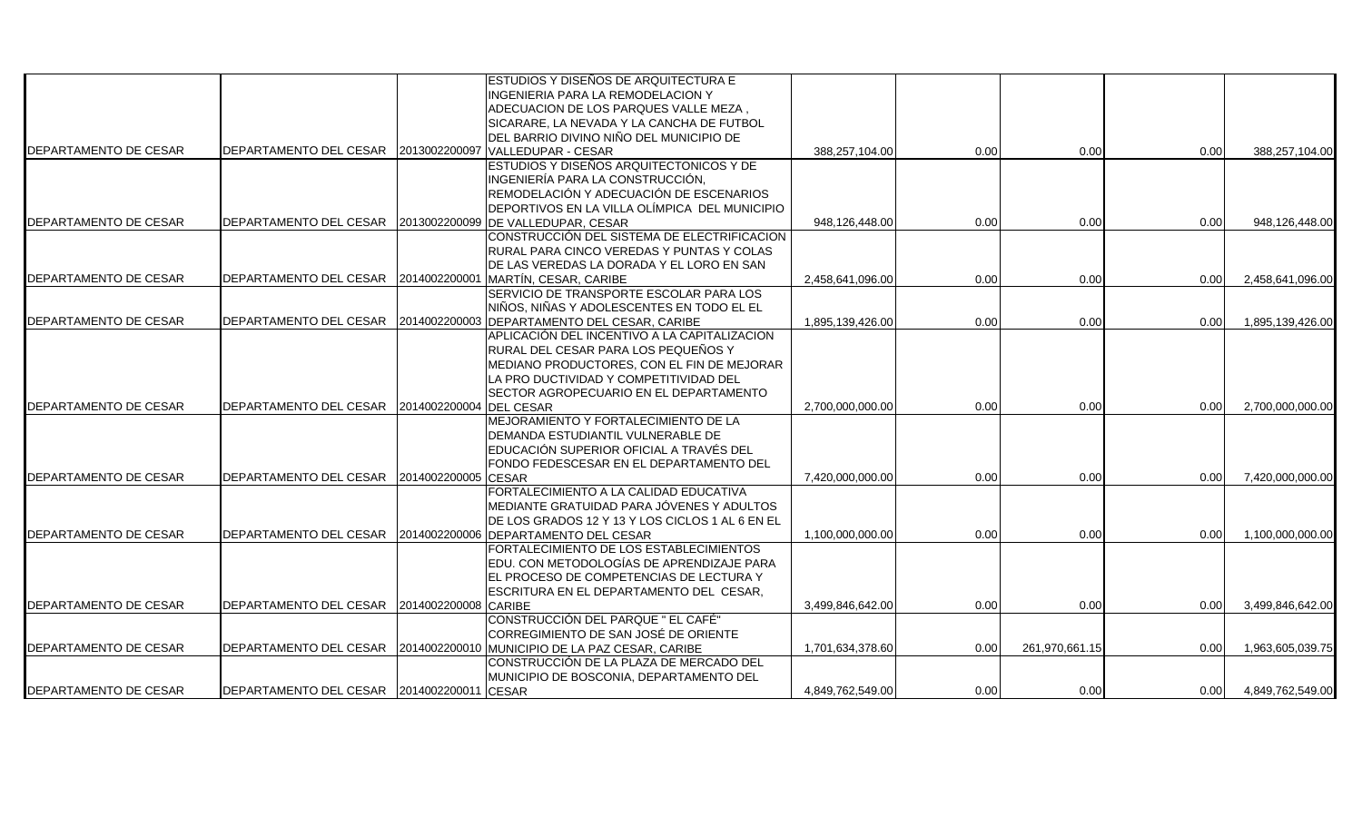| | | | | | | | | |
|---|---|---|---|---|---|---|---|---|
| DEPARTAMENTO DE CESAR | DEPARTAMENTO DEL CESAR | 2013002200097 | ESTUDIOS Y DISEÑOS DE ARQUITECTURA E INGENIERIA PARA LA REMODELACION Y ADECUACION DE LOS PARQUES VALLE MEZA , SICARARE, LA NEVADA Y LA CANCHA DE FUTBOL DEL BARRIO DIVINO NIÑO DEL MUNICIPIO DE VALLEDUPAR - CESAR | 388,257,104.00 | 0.00 | 0.00 | 0.00 | 388,257,104.00 |
| DEPARTAMENTO DE CESAR | DEPARTAMENTO DEL CESAR | 2013002200099 | ESTUDIOS Y DISEÑOS ARQUITECTONICOS Y DE INGENIERÍA PARA LA CONSTRUCCIÓN, REMODELACIÓN Y ADECUACIÓN DE ESCENARIOS DEPORTIVOS EN LA VILLA OLÍMPICA DEL MUNICIPIO DE VALLEDUPAR, CESAR | 948,126,448.00 | 0.00 | 0.00 | 0.00 | 948,126,448.00 |
| DEPARTAMENTO DE CESAR | DEPARTAMENTO DEL CESAR | 2014002200001 | CONSTRUCCIÓN DEL SISTEMA DE ELECTRIFICACION RURAL PARA CINCO VEREDAS Y PUNTAS Y COLAS DE LAS VEREDAS LA DORADA Y EL LORO EN SAN MARTÍN, CESAR, CARIBE | 2,458,641,096.00 | 0.00 | 0.00 | 0.00 | 2,458,641,096.00 |
| DEPARTAMENTO DE CESAR | DEPARTAMENTO DEL CESAR | 2014002200003 | SERVICIO DE TRANSPORTE ESCOLAR PARA LOS NIÑOS, NIÑAS Y ADOLESCENTES EN TODO EL EL DEPARTAMENTO DEL CESAR, CARIBE | 1,895,139,426.00 | 0.00 | 0.00 | 0.00 | 1,895,139,426.00 |
| DEPARTAMENTO DE CESAR | DEPARTAMENTO DEL CESAR | 2014002200004 | APLICACIÓN DEL INCENTIVO A LA CAPITALIZACION RURAL DEL CESAR PARA LOS PEQUEÑOS Y MEDIANO PRODUCTORES, CON EL FIN DE MEJORAR LA PRO DUCTIVIDAD Y COMPETITIVIDAD DEL SECTOR AGROPECUARIO EN EL DEPARTAMENTO DEL CESAR | 2,700,000,000.00 | 0.00 | 0.00 | 0.00 | 2,700,000,000.00 |
| DEPARTAMENTO DE CESAR | DEPARTAMENTO DEL CESAR | 2014002200005 | MEJORAMIENTO Y FORTALECIMIENTO DE LA DEMANDA ESTUDIANTIL VULNERABLE DE EDUCACIÓN SUPERIOR OFICIAL A TRAVÉS DEL FONDO FEDESCESAR EN EL DEPARTAMENTO DEL CESAR | 7,420,000,000.00 | 0.00 | 0.00 | 0.00 | 7,420,000,000.00 |
| DEPARTAMENTO DE CESAR | DEPARTAMENTO DEL CESAR | 2014002200006 | FORTALECIMIENTO A LA CALIDAD EDUCATIVA MEDIANTE GRATUIDAD PARA JÓVENES Y ADULTOS DE LOS GRADOS 12 Y 13 Y LOS CICLOS 1 AL 6 EN EL DEPARTAMENTO DEL CESAR | 1,100,000,000.00 | 0.00 | 0.00 | 0.00 | 1,100,000,000.00 |
| DEPARTAMENTO DE CESAR | DEPARTAMENTO DEL CESAR | 2014002200008 | FORTALECIMIENTO DE LOS ESTABLECIMIENTOS EDU. CON METODOLOGÍAS DE APRENDIZAJE PARA EL PROCESO DE COMPETENCIAS DE LECTURA Y ESCRITURA EN EL DEPARTAMENTO DEL CESAR, CARIBE | 3,499,846,642.00 | 0.00 | 0.00 | 0.00 | 3,499,846,642.00 |
| DEPARTAMENTO DE CESAR | DEPARTAMENTO DEL CESAR | 2014002200010 | CONSTRUCCIÓN DEL PARQUE " EL CAFÉ" CORREGIMIENTO DE SAN JOSÉ DE ORIENTE MUNICIPIO DE LA PAZ CESAR, CARIBE | 1,701,634,378.60 | 0.00 | 261,970,661.15 | 0.00 | 1,963,605,039.75 |
| DEPARTAMENTO DE CESAR | DEPARTAMENTO DEL CESAR | 2014002200011 | CONSTRUCCIÓN DE LA PLAZA DE MERCADO DEL MUNICIPIO DE BOSCONIA, DEPARTAMENTO DEL CESAR | 4,849,762,549.00 | 0.00 | 0.00 | 0.00 | 4,849,762,549.00 |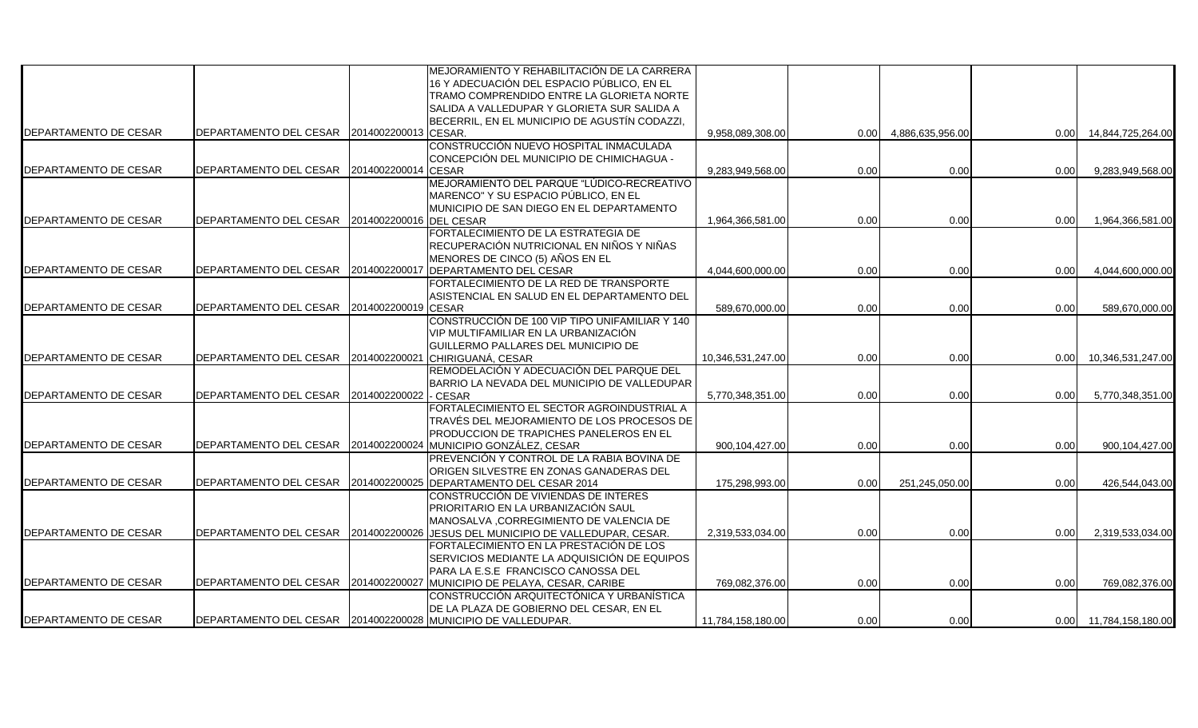| | | | | | | | | |
|---|---|---|---|---|---|---|---|---|
| DEPARTAMENTO DE CESAR | DEPARTAMENTO DEL CESAR | 2014002200013 | MEJORAMIENTO Y REHABILITACIÓN DE LA CARRERA 16 Y ADECUACIÓN DEL ESPACIO PÚBLICO, EN EL TRAMO COMPRENDIDO ENTRE LA GLORIETA NORTE SALIDA A VALLEDUPAR Y GLORIETA SUR SALIDA A BECERRIL, EN EL MUNICIPIO DE AGUSTÍN CODAZZI, CESAR. | 9,958,089,308.00 | 0.00 | 4,886,635,956.00 | 0.00 | 14,844,725,264.00 |
| DEPARTAMENTO DE CESAR | DEPARTAMENTO DEL CESAR | 2014002200014 | CONSTRUCCIÓN NUEVO HOSPITAL INMACULADA CONCEPCIÓN DEL MUNICIPIO DE CHIMICHAGUA - CESAR | 9,283,949,568.00 | 0.00 | 0.00 | 0.00 | 9,283,949,568.00 |
| DEPARTAMENTO DE CESAR | DEPARTAMENTO DEL CESAR | 2014002200016 | MEJORAMIENTO DEL PARQUE "LÚDICO-RECREATIVO MARENCO" Y SU ESPACIO PÚBLICO, EN EL MUNICIPIO DE SAN DIEGO EN EL DEPARTAMENTO DEL CESAR | 1,964,366,581.00 | 0.00 | 0.00 | 0.00 | 1,964,366,581.00 |
| DEPARTAMENTO DE CESAR | DEPARTAMENTO DEL CESAR | 2014002200017 | FORTALECIMIENTO DE LA ESTRATEGIA DE RECUPERACIÓN NUTRICIONAL EN NIÑOS Y NIÑAS MENORES DE CINCO (5) AÑOS EN EL DEPARTAMENTO DEL CESAR | 4,044,600,000.00 | 0.00 | 0.00 | 0.00 | 4,044,600,000.00 |
| DEPARTAMENTO DE CESAR | DEPARTAMENTO DEL CESAR | 2014002200019 | FORTALECIMIENTO DE LA RED DE TRANSPORTE ASISTENCIAL EN SALUD EN EL DEPARTAMENTO DEL CESAR | 589,670,000.00 | 0.00 | 0.00 | 0.00 | 589,670,000.00 |
| DEPARTAMENTO DE CESAR | DEPARTAMENTO DEL CESAR | 2014002200021 | CONSTRUCCIÓN DE 100 VIP TIPO UNIFAMILIAR Y 140 VIP MULTIFAMILIAR EN LA URBANIZACIÓN GUILLERMO PALLARES DEL MUNICIPIO DE CHIRIGUANÁ, CESAR | 10,346,531,247.00 | 0.00 | 0.00 | 0.00 | 10,346,531,247.00 |
| DEPARTAMENTO DE CESAR | DEPARTAMENTO DEL CESAR | 2014002200022 | REMODELACIÓN Y ADECUACIÓN DEL PARQUE DEL BARRIO LA NEVADA DEL MUNICIPIO DE VALLEDUPAR - CESAR | 5,770,348,351.00 | 0.00 | 0.00 | 0.00 | 5,770,348,351.00 |
| DEPARTAMENTO DE CESAR | DEPARTAMENTO DEL CESAR | 2014002200024 | FORTALECIMIENTO EL SECTOR AGROINDUSTRIAL A TRAVÉS DEL MEJORAMIENTO DE LOS PROCESOS DE PRODUCCION DE TRAPICHES PANELEROS EN EL MUNICIPIO GONZÁLEZ, CESAR | 900,104,427.00 | 0.00 | 0.00 | 0.00 | 900,104,427.00 |
| DEPARTAMENTO DE CESAR | DEPARTAMENTO DEL CESAR | 2014002200025 | PREVENCIÓN Y CONTROL DE LA RABIA BOVINA DE ORIGEN SILVESTRE EN ZONAS GANADERAS DEL DEPARTAMENTO DEL CESAR 2014 | 175,298,993.00 | 0.00 | 251,245,050.00 | 0.00 | 426,544,043.00 |
| DEPARTAMENTO DE CESAR | DEPARTAMENTO DEL CESAR | 2014002200026 | CONSTRUCCIÓN DE VIVIENDAS DE INTERES PRIORITARIO EN LA URBANIZACIÓN SAUL MANOSALVA ,CORREGIMIENTO DE VALENCIA DE JESUS DEL MUNICIPIO DE VALLEDUPAR, CESAR. | 2,319,533,034.00 | 0.00 | 0.00 | 0.00 | 2,319,533,034.00 |
| DEPARTAMENTO DE CESAR | DEPARTAMENTO DEL CESAR | 2014002200027 | FORTALECIMIENTO EN LA PRESTACIÓN DE LOS SERVICIOS MEDIANTE LA ADQUISICIÓN DE EQUIPOS PARA LA E.S.E FRANCISCO CANOSSA DEL MUNICIPIO DE PELAYA, CESAR, CARIBE | 769,082,376.00 | 0.00 | 0.00 | 0.00 | 769,082,376.00 |
| DEPARTAMENTO DE CESAR | DEPARTAMENTO DEL CESAR | 2014002200028 | CONSTRUCCIÓN ARQUITECTÓNICA Y URBANÍSTICA DE LA PLAZA DE GOBIERNO DEL CESAR, EN EL MUNICIPIO DE VALLEDUPAR. | 11,784,158,180.00 | 0.00 | 0.00 | 0.00 | 11,784,158,180.00 |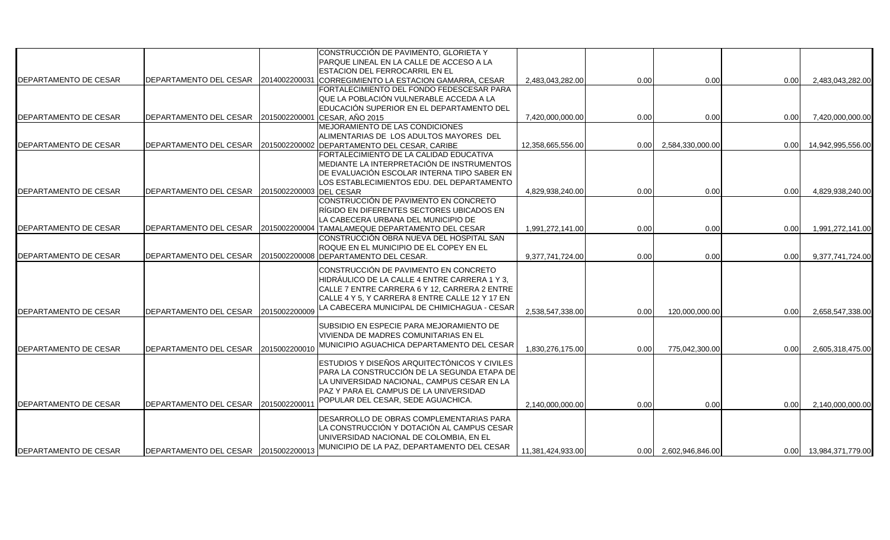| | | | | | | | | |
|---|---|---|---|---|---|---|---|---|
| DEPARTAMENTO DE CESAR | DEPARTAMENTO DEL CESAR | 2014002200031 | CONSTRUCCIÓN DE PAVIMENTO, GLORIETA Y PARQUE LINEAL EN LA CALLE DE ACCESO A LA ESTACION DEL FERROCARRIL EN EL CORREGIMIENTO LA ESTACION GAMARRA, CESAR | 2,483,043,282.00 | 0.00 | 0.00 | 0.00 | 2,483,043,282.00 |
| DEPARTAMENTO DE CESAR | DEPARTAMENTO DEL CESAR | 2015002200001 | FORTALECIMIENTO DEL FONDO FEDESCESAR PARA QUE LA POBLACIÓN VULNERABLE ACCEDA A LA EDUCACIÓN SUPERIOR EN EL DEPARTAMENTO DEL CESAR, AÑO 2015 | 7,420,000,000.00 | 0.00 | 0.00 | 0.00 | 7,420,000,000.00 |
| DEPARTAMENTO DE CESAR | DEPARTAMENTO DEL CESAR | 2015002200002 | MEJORAMIENTO DE LAS CONDICIONES ALIMENTARIAS DE LOS ADULTOS MAYORES DEL DEPARTAMENTO DEL CESAR, CARIBE | 12,358,665,556.00 | 0.00 | 2,584,330,000.00 | 0.00 | 14,942,995,556.00 |
| DEPARTAMENTO DE CESAR | DEPARTAMENTO DEL CESAR | 2015002200003 | FORTALECIMIENTO DE LA CALIDAD EDUCATIVA MEDIANTE LA INTERPRETACIÓN DE INSTRUMENTOS DE EVALUACIÓN ESCOLAR INTERNA TIPO SABER EN LOS ESTABLECIMIENTOS EDU. DEL DEPARTAMENTO DEL CESAR | 4,829,938,240.00 | 0.00 | 0.00 | 0.00 | 4,829,938,240.00 |
| DEPARTAMENTO DE CESAR | DEPARTAMENTO DEL CESAR | 2015002200004 | CONSTRUCCIÓN DE PAVIMENTO EN CONCRETO RÍGIDO EN DIFERENTES SECTORES UBICADOS EN LA CABECERA URBANA DEL MUNICIPIO DE TAMALAMEQUE DEPARTAMENTO DEL CESAR | 1,991,272,141.00 | 0.00 | 0.00 | 0.00 | 1,991,272,141.00 |
| DEPARTAMENTO DE CESAR | DEPARTAMENTO DEL CESAR | 2015002200008 | CONSTRUCCIÓN OBRA NUEVA DEL HOSPITAL SAN ROQUE EN EL MUNICIPIO DE EL COPEY EN EL DEPARTAMENTO DEL CESAR. | 9,377,741,724.00 | 0.00 | 0.00 | 0.00 | 9,377,741,724.00 |
| DEPARTAMENTO DE CESAR | DEPARTAMENTO DEL CESAR | 2015002200009 | CONSTRUCCIÓN DE PAVIMENTO EN CONCRETO HIDRÁULICO DE LA CALLE 4 ENTRE CARRERA 1 Y 3, CALLE 7 ENTRE CARRERA 6 Y 12, CARRERA 2 ENTRE CALLE 4 Y 5, Y CARRERA 8 ENTRE CALLE 12 Y 17 EN LA CABECERA MUNICIPAL DE CHIMICHAGUA - CESAR | 2,538,547,338.00 | 0.00 | 120,000,000.00 | 0.00 | 2,658,547,338.00 |
| DEPARTAMENTO DE CESAR | DEPARTAMENTO DEL CESAR | 2015002200010 | SUBSIDIO EN ESPECIE PARA MEJORAMIENTO DE VIVIENDA DE MADRES COMUNITARIAS EN EL MUNICIPIO AGUACHICA DEPARTAMENTO DEL CESAR | 1,830,276,175.00 | 0.00 | 775,042,300.00 | 0.00 | 2,605,318,475.00 |
| DEPARTAMENTO DE CESAR | DEPARTAMENTO DEL CESAR | 2015002200011 | ESTUDIOS Y DISEÑOS ARQUITECTÓNICOS Y CIVILES PARA LA CONSTRUCCIÓN DE LA SEGUNDA ETAPA DE LA UNIVERSIDAD NACIONAL, CAMPUS CESAR EN LA PAZ Y PARA EL CAMPUS DE LA UNIVERSIDAD POPULAR DEL CESAR, SEDE AGUACHICA. | 2,140,000,000.00 | 0.00 | 0.00 | 0.00 | 2,140,000,000.00 |
| DEPARTAMENTO DE CESAR | DEPARTAMENTO DEL CESAR | 2015002200013 | DESARROLLO DE OBRAS COMPLEMENTARIAS PARA LA CONSTRUCCIÓN Y DOTACIÓN AL CAMPUS CESAR UNIVERSIDAD NACIONAL DE COLOMBIA, EN EL MUNICIPIO DE LA PAZ, DEPARTAMENTO DEL CESAR | 11,381,424,933.00 | 0.00 | 2,602,946,846.00 | 0.00 | 13,984,371,779.00 |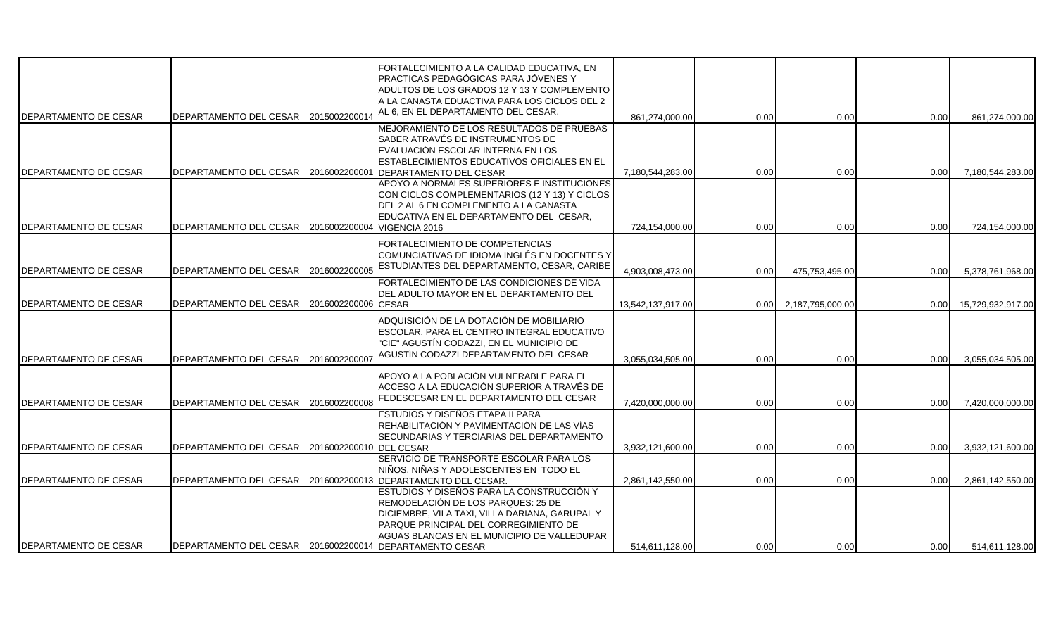| | | | | | | | | |
|---|---|---|---|---|---|---|---|---|
| DEPARTAMENTO DE CESAR | DEPARTAMENTO DEL CESAR | 2015002200014 | FORTALECIMIENTO A LA CALIDAD EDUCATIVA, EN PRACTICAS PEDAGÓGICAS PARA JÓVENES Y ADULTOS DE LOS GRADOS 12 Y 13 Y COMPLEMENTO A LA CANASTA EDUACTIVA PARA LOS CICLOS DEL 2 AL 6, EN EL DEPARTAMENTO DEL CESAR. | 861,274,000.00 | 0.00 | 0.00 | 0.00 | 861,274,000.00 |
| DEPARTAMENTO DE CESAR | DEPARTAMENTO DEL CESAR | 2016002200001 | MEJORAMIENTO DE LOS RESULTADOS DE PRUEBAS SABER ATRAVÉS DE INSTRUMENTOS DE EVALUACIÓN ESCOLAR INTERNA EN LOS ESTABLECIMIENTOS EDUCATIVOS OFICIALES EN EL DEPARTAMENTO DEL CESAR | 7,180,544,283.00 | 0.00 | 0.00 | 0.00 | 7,180,544,283.00 |
| DEPARTAMENTO DE CESAR | DEPARTAMENTO DEL CESAR | 2016002200004 | APOYO A NORMALES SUPERIORES E INSTITUCIONES CON CICLOS COMPLEMENTARIOS (12 Y 13) Y CICLOS DEL 2 AL 6 EN COMPLEMENTO A LA CANASTA EDUCATIVA EN EL DEPARTAMENTO DEL CESAR, VIGENCIA 2016 | 724,154,000.00 | 0.00 | 0.00 | 0.00 | 724,154,000.00 |
| DEPARTAMENTO DE CESAR | DEPARTAMENTO DEL CESAR | 2016002200005 | FORTALECIMIENTO DE COMPETENCIAS COMUNCIATIVAS DE IDIOMA INGLÉS EN DOCENTES Y ESTUDIANTES DEL DEPARTAMENTO, CESAR, CARIBE | 4,903,008,473.00 | 0.00 | 475,753,495.00 | 0.00 | 5,378,761,968.00 |
| DEPARTAMENTO DE CESAR | DEPARTAMENTO DEL CESAR | 2016002200006 | FORTALECIMIENTO DE LAS CONDICIONES DE VIDA DEL ADULTO MAYOR EN EL DEPARTAMENTO DEL CESAR | 13,542,137,917.00 | 0.00 | 2,187,795,000.00 | 0.00 | 15,729,932,917.00 |
| DEPARTAMENTO DE CESAR | DEPARTAMENTO DEL CESAR | 2016002200007 | ADQUISICIÓN DE LA DOTACIÓN DE MOBILIARIO ESCOLAR, PARA EL CENTRO INTEGRAL EDUCATIVO "CIE" AGUSTÍN CODAZZI, EN EL MUNICIPIO DE AGUSTÍN CODAZZI DEPARTAMENTO DEL CESAR | 3,055,034,505.00 | 0.00 | 0.00 | 0.00 | 3,055,034,505.00 |
| DEPARTAMENTO DE CESAR | DEPARTAMENTO DEL CESAR | 2016002200008 | APOYO A LA POBLACIÓN VULNERABLE PARA EL ACCESO A LA EDUCACIÓN SUPERIOR A TRAVÉS DE FEDESCESAR EN EL DEPARTAMENTO DEL CESAR | 7,420,000,000.00 | 0.00 | 0.00 | 0.00 | 7,420,000,000.00 |
| DEPARTAMENTO DE CESAR | DEPARTAMENTO DEL CESAR | 2016002200010 | ESTUDIOS Y DISEÑOS ETAPA II PARA REHABILITACIÓN Y PAVIMENTACIÓN DE LAS VÍAS SECUNDARIAS Y TERCIARIAS DEL DEPARTAMENTO DEL CESAR | 3,932,121,600.00 | 0.00 | 0.00 | 0.00 | 3,932,121,600.00 |
| DEPARTAMENTO DE CESAR | DEPARTAMENTO DEL CESAR | 2016002200013 | SERVICIO DE TRANSPORTE ESCOLAR PARA LOS NIÑOS, NIÑAS Y ADOLESCENTES EN TODO EL DEPARTAMENTO DEL CESAR. | 2,861,142,550.00 | 0.00 | 0.00 | 0.00 | 2,861,142,550.00 |
| DEPARTAMENTO DE CESAR | DEPARTAMENTO DEL CESAR | 2016002200014 | ESTUDIOS Y DISEÑOS PARA LA CONSTRUCCIÓN Y REMODELACIÓN DE LOS PARQUES: 25 DE DICIEMBRE, VILA TAXI, VILLA DARIANA, GARUPAL Y PARQUE PRINCIPAL DEL CORREGIMIENTO DE AGUAS BLANCAS EN EL MUNICIPIO DE VALLEDUPAR DEPARTAMENTO CESAR | 514,611,128.00 | 0.00 | 0.00 | 0.00 | 514,611,128.00 |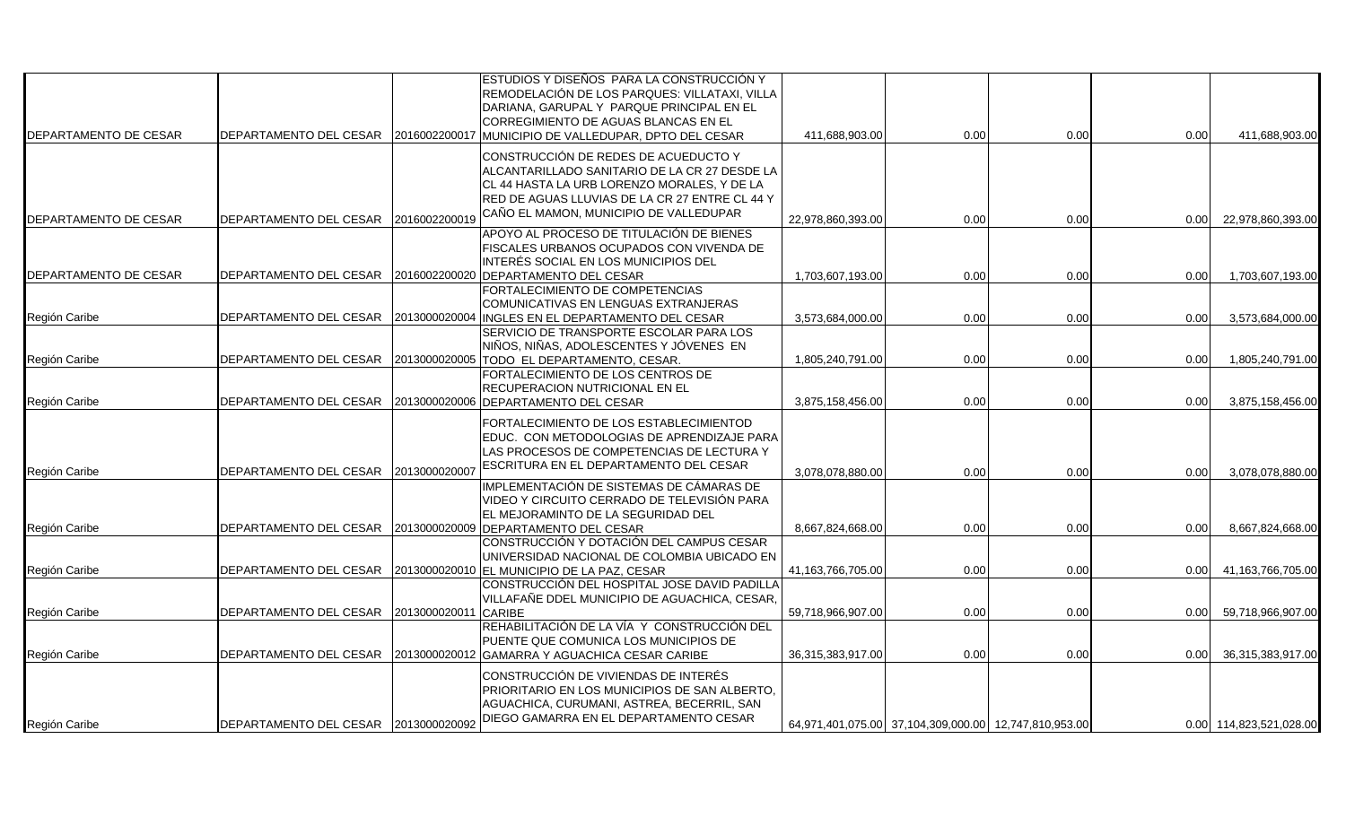| | | | | | | | | |
|---|---|---|---|---|---|---|---|---|
| DEPARTAMENTO DE CESAR | DEPARTAMENTO DEL CESAR | 2016002200017 | ESTUDIOS Y DISEÑOS PARA LA CONSTRUCCIÓN Y REMODELACIÓN DE LOS PARQUES: VILLATAXI, VILLA DARIANA, GARUPAL Y PARQUE PRINCIPAL EN EL CORREGIMIENTO DE AGUAS BLANCAS EN EL MUNICIPIO DE VALLEDUPAR, DPTO DEL CESAR | 411,688,903.00 | 0.00 | 0.00 | 0.00 | 411,688,903.00 |
| DEPARTAMENTO DE CESAR | DEPARTAMENTO DEL CESAR | 2016002200019 | CONSTRUCCIÓN DE REDES DE ACUEDUCTO Y ALCANTARILLADO SANITARIO DE LA CR 27 DESDE LA CL 44 HASTA LA URB LORENZO MORALES, Y DE LA RED DE AGUAS LLUVIAS DE LA CR 27 ENTRE CL 44 Y CAÑO EL MAMON, MUNICIPIO DE VALLEDUPAR | 22,978,860,393.00 | 0.00 | 0.00 | 0.00 | 22,978,860,393.00 |
| DEPARTAMENTO DE CESAR | DEPARTAMENTO DEL CESAR | 2016002200020 | APOYO AL PROCESO DE TITULACIÓN DE BIENES FISCALES URBANOS OCUPADOS CON VIVENDA DE INTERÉS SOCIAL EN LOS MUNICIPIOS DEL DEPARTAMENTO DEL CESAR | 1,703,607,193.00 | 0.00 | 0.00 | 0.00 | 1,703,607,193.00 |
| Región Caribe | DEPARTAMENTO DEL CESAR | 2013000020004 | FORTALECIMIENTO DE COMPETENCIAS COMUNICATIVAS EN LENGUAS EXTRANJERAS INGLES EN EL DEPARTAMENTO DEL CESAR | 3,573,684,000.00 | 0.00 | 0.00 | 0.00 | 3,573,684,000.00 |
| Región Caribe | DEPARTAMENTO DEL CESAR | 2013000020005 | SERVICIO DE TRANSPORTE ESCOLAR PARA LOS NIÑOS, NIÑAS, ADOLESCENTES Y JÓVENES EN TODO EL DEPARTAMENTO, CESAR. | 1,805,240,791.00 | 0.00 | 0.00 | 0.00 | 1,805,240,791.00 |
| Región Caribe | DEPARTAMENTO DEL CESAR | 2013000020006 | FORTALECIMIENTO DE LOS CENTROS DE RECUPERACION NUTRICIONAL EN EL DEPARTAMENTO DEL CESAR | 3,875,158,456.00 | 0.00 | 0.00 | 0.00 | 3,875,158,456.00 |
| Región Caribe | DEPARTAMENTO DEL CESAR | 2013000020007 | FORTALECIMIENTO DE LOS ESTABLECIMIENTOD EDUC. CON METODOLOGIAS DE APRENDIZAJE PARA LAS PROCESOS DE COMPETENCIAS DE LECTURA Y ESCRITURA EN EL DEPARTAMENTO DEL CESAR | 3,078,078,880.00 | 0.00 | 0.00 | 0.00 | 3,078,078,880.00 |
| Región Caribe | DEPARTAMENTO DEL CESAR | 2013000020009 | IMPLEMENTACIÓN DE SISTEMAS DE CÁMARAS DE VIDEO Y CIRCUITO CERRADO DE TELEVISIÓN PARA EL MEJORAMINTO DE LA SEGURIDAD DEL DEPARTAMENTO DEL CESAR | 8,667,824,668.00 | 0.00 | 0.00 | 0.00 | 8,667,824,668.00 |
| Región Caribe | DEPARTAMENTO DEL CESAR | 2013000020010 | CONSTRUCCIÓN Y DOTACIÓN DEL CAMPUS CESAR UNIVERSIDAD NACIONAL DE COLOMBIA UBICADO EN EL MUNICIPIO DE LA PAZ, CESAR | 41,163,766,705.00 | 0.00 | 0.00 | 0.00 | 41,163,766,705.00 |
| Región Caribe | DEPARTAMENTO DEL CESAR | 2013000020011 | CONSTRUCCIÓN DEL HOSPITAL JOSE DAVID PADILLA VILLAFAÑE DDEL MUNICIPIO DE AGUACHICA, CESAR, CARIBE | 59,718,966,907.00 | 0.00 | 0.00 | 0.00 | 59,718,966,907.00 |
| Región Caribe | DEPARTAMENTO DEL CESAR | 2013000020012 | REHABILITACIÓN DE LA VÍA Y CONSTRUCCIÓN DEL PUENTE QUE COMUNICA LOS MUNICIPIOS DE GAMARRA Y AGUACHICA CESAR CARIBE | 36,315,383,917.00 | 0.00 | 0.00 | 0.00 | 36,315,383,917.00 |
| Región Caribe | DEPARTAMENTO DEL CESAR | 2013000020092 | CONSTRUCCIÓN DE VIVIENDAS DE INTERÉS PRIORITARIO EN LOS MUNICIPIOS DE SAN ALBERTO, AGUACHICA, CURUMANI, ASTREA, BECERRIL, SAN DIEGO GAMARRA EN EL DEPARTAMENTO CESAR | 64,971,401,075.00 | 37,104,309,000.00 | 12,747,810,953.00 | 0.00 | 114,823,521,028.00 |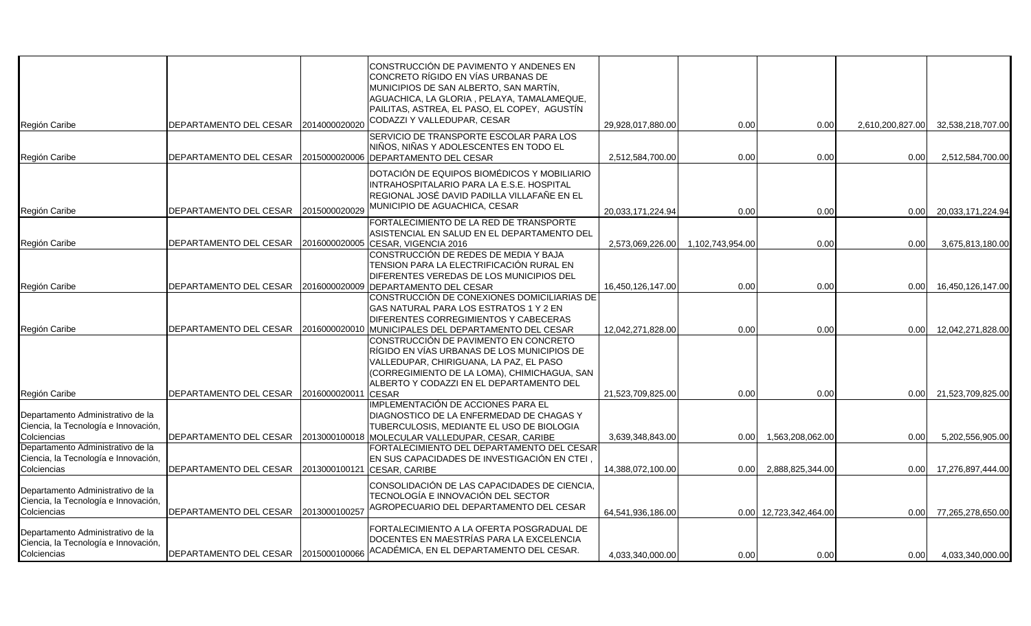| | | | | | | | | |
|---|---|---|---|---|---|---|---|---|
| Región Caribe | DEPARTAMENTO DEL CESAR | 2014000020020 | CONSTRUCCIÓN DE PAVIMENTO Y ANDENES EN CONCRETO RÍGIDO EN VÍAS URBANAS DE MUNICIPIOS DE SAN ALBERTO, SAN MARTÍN, AGUACHICA, LA GLORIA , PELAYA, TAMALAMEQUE, PAILITAS, ASTREA, EL PASO, EL COPEY, AGUSTÍN CODAZZI Y VALLEDUPAR, CESAR | 29,928,017,880.00 | 0.00 | 0.00 | 2,610,200,827.00 | 32,538,218,707.00 |
| Región Caribe | DEPARTAMENTO DEL CESAR | 2015000020006 | SERVICIO DE TRANSPORTE ESCOLAR PARA LOS NIÑOS, NIÑAS Y ADOLESCENTES EN TODO EL DEPARTAMENTO DEL CESAR | 2,512,584,700.00 | 0.00 | 0.00 | 0.00 | 2,512,584,700.00 |
| Región Caribe | DEPARTAMENTO DEL CESAR | 2015000020029 | DOTACIÓN DE EQUIPOS BIOMÉDICOS Y MOBILIARIO INTRAHOSPITALARIO PARA LA E.S.E. HOSPITAL REGIONAL JOSÉ DAVID PADILLA VILLAFAÑE EN EL MUNICIPIO DE AGUACHICA, CESAR | 20,033,171,224.94 | 0.00 | 0.00 | 0.00 | 20,033,171,224.94 |
| Región Caribe | DEPARTAMENTO DEL CESAR | 2016000020005 | FORTALECIMIENTO DE LA RED DE TRANSPORTE ASISTENCIAL EN SALUD EN EL DEPARTAMENTO DEL CESAR, VIGENCIA 2016 | 2,573,069,226.00 | 1,102,743,954.00 | 0.00 | 0.00 | 3,675,813,180.00 |
| Región Caribe | DEPARTAMENTO DEL CESAR | 2016000020009 | CONSTRUCCIÓN DE REDES DE MEDIA Y BAJA TENSION PARA LA ELECTRIFICACIÓN RURAL EN DIFERENTES VEREDAS DE LOS MUNICIPIOS DEL DEPARTAMENTO DEL CESAR | 16,450,126,147.00 | 0.00 | 0.00 | 0.00 | 16,450,126,147.00 |
| Región Caribe | DEPARTAMENTO DEL CESAR | 2016000020010 | CONSTRUCCIÓN DE CONEXIONES DOMICILIARIAS DE GAS NATURAL PARA LOS ESTRATOS 1 Y 2 EN DIFERENTES CORREGIMIENTOS Y CABECERAS MUNICIPALES DEL DEPARTAMENTO DEL CESAR | 12,042,271,828.00 | 0.00 | 0.00 | 0.00 | 12,042,271,828.00 |
| Región Caribe | DEPARTAMENTO DEL CESAR | 2016000020011 | CONSTRUCCIÓN DE PAVIMENTO EN CONCRETO RÍGIDO EN VÍAS URBANAS DE LOS MUNICIPIOS DE VALLEDUPAR, CHIRIGUANA, LA PAZ, EL PASO (CORREGIMIENTO DE LA LOMA), CHIMICHAGUA, SAN ALBERTO Y CODAZZI EN EL DEPARTAMENTO DEL CESAR | 21,523,709,825.00 | 0.00 | 0.00 | 0.00 | 21,523,709,825.00 |
| Departamento Administrativo de la Ciencia, la Tecnología e Innovación, Colciencias | DEPARTAMENTO DEL CESAR | 2013000100018 | IMPLEMENTACIÓN DE ACCIONES PARA EL DIAGNOSTICO DE LA ENFERMEDAD DE CHAGAS Y TUBERCULOSIS, MEDIANTE EL USO DE BIOLOGIA MOLECULAR VALLEDUPAR, CESAR, CARIBE | 3,639,348,843.00 | 0.00 | 1,563,208,062.00 | 0.00 | 5,202,556,905.00 |
| Departamento Administrativo de la Ciencia, la Tecnología e Innovación, Colciencias | DEPARTAMENTO DEL CESAR | 2013000100121 | FORTALECIMIENTO DEL DEPARTAMENTO DEL CESAR EN SUS CAPACIDADES DE INVESTIGACIÓN EN CTEI , CESAR, CARIBE | 14,388,072,100.00 | 0.00 | 2,888,825,344.00 | 0.00 | 17,276,897,444.00 |
| Departamento Administrativo de la Ciencia, la Tecnología e Innovación, Colciencias | DEPARTAMENTO DEL CESAR | 2013000100257 | CONSOLIDACIÓN DE LAS CAPACIDADES DE CIENCIA, TECNOLOGÍA E INNOVACIÓN DEL SECTOR AGROPECUARIO DEL DEPARTAMENTO DEL CESAR | 64,541,936,186.00 | 0.00 | 12,723,342,464.00 | 0.00 | 77,265,278,650.00 |
| Departamento Administrativo de la Ciencia, la Tecnología e Innovación, Colciencias | DEPARTAMENTO DEL CESAR | 2015000100066 | FORTALECIMIENTO A LA OFERTA POSGRADUAL DE DOCENTES EN MAESTRÍAS PARA LA EXCELENCIA ACADÉMICA, EN EL DEPARTAMENTO DEL CESAR. | 4,033,340,000.00 | 0.00 | 0.00 | 0.00 | 4,033,340,000.00 |